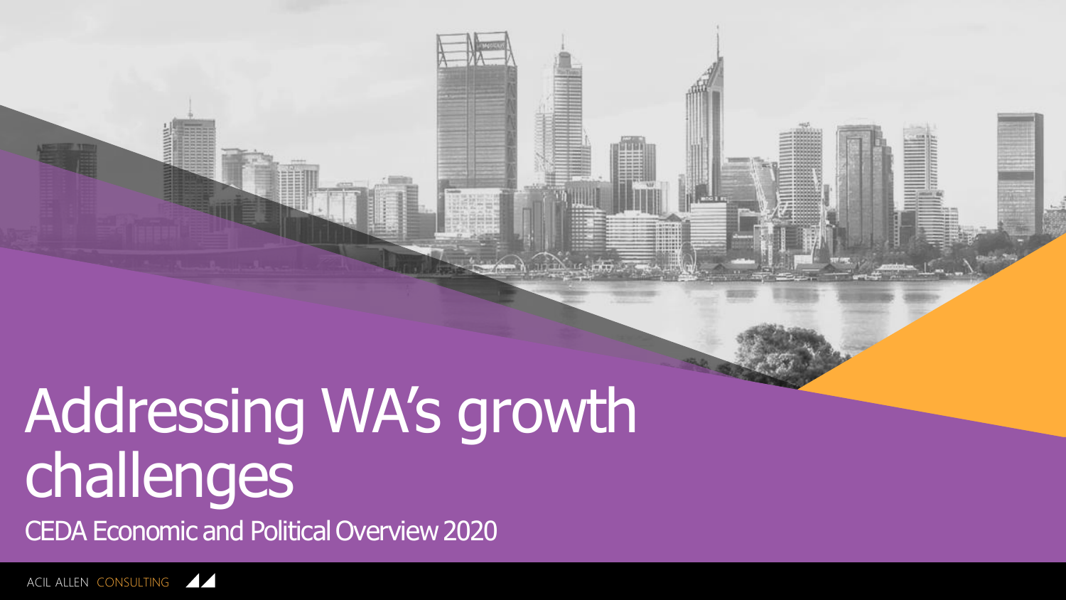# Addressing WA's growth challenges

CEDA Economic and Political Overview 2020

ACIL ALLEN CONSULTING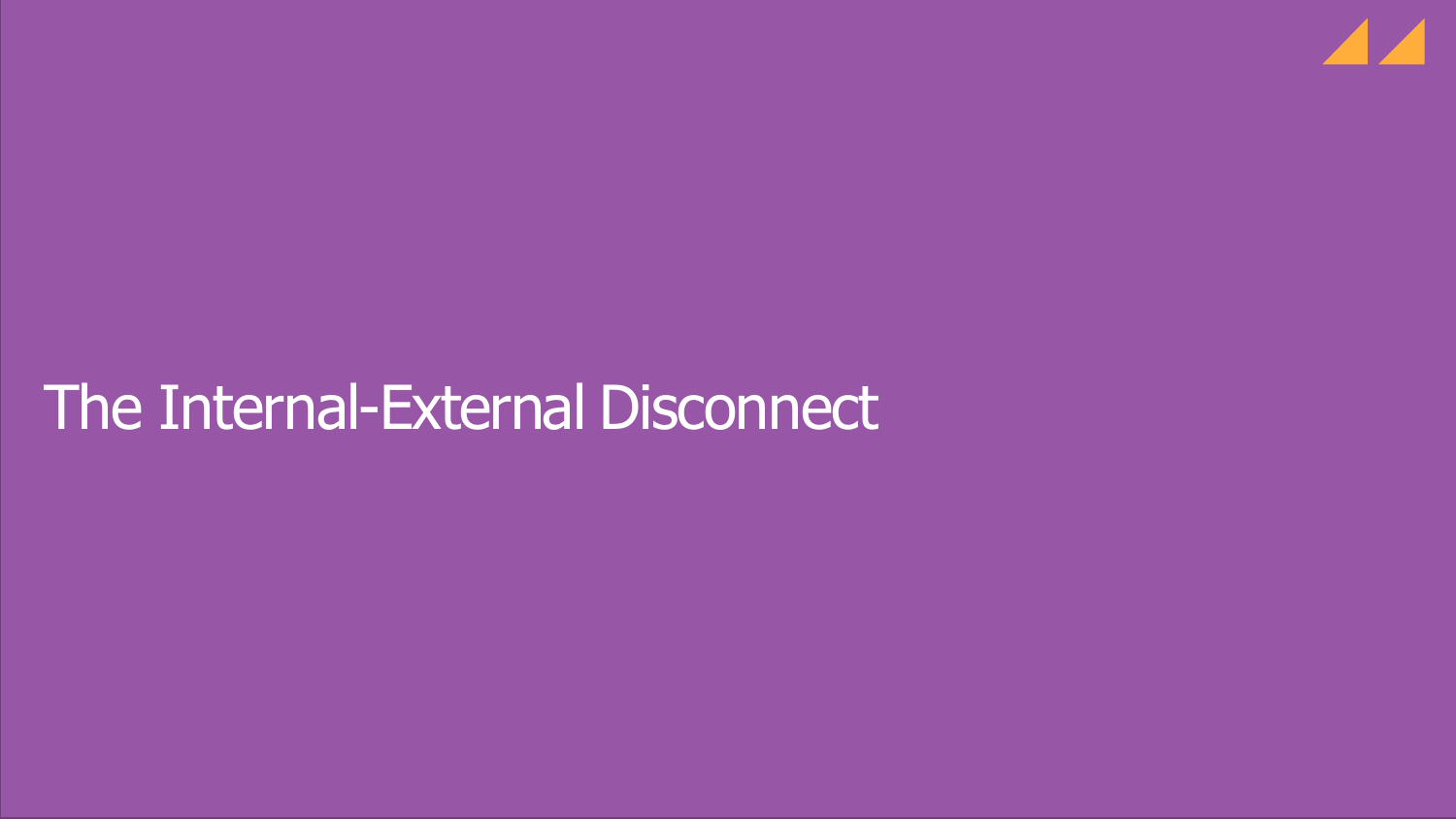# The Internal-External Disconnect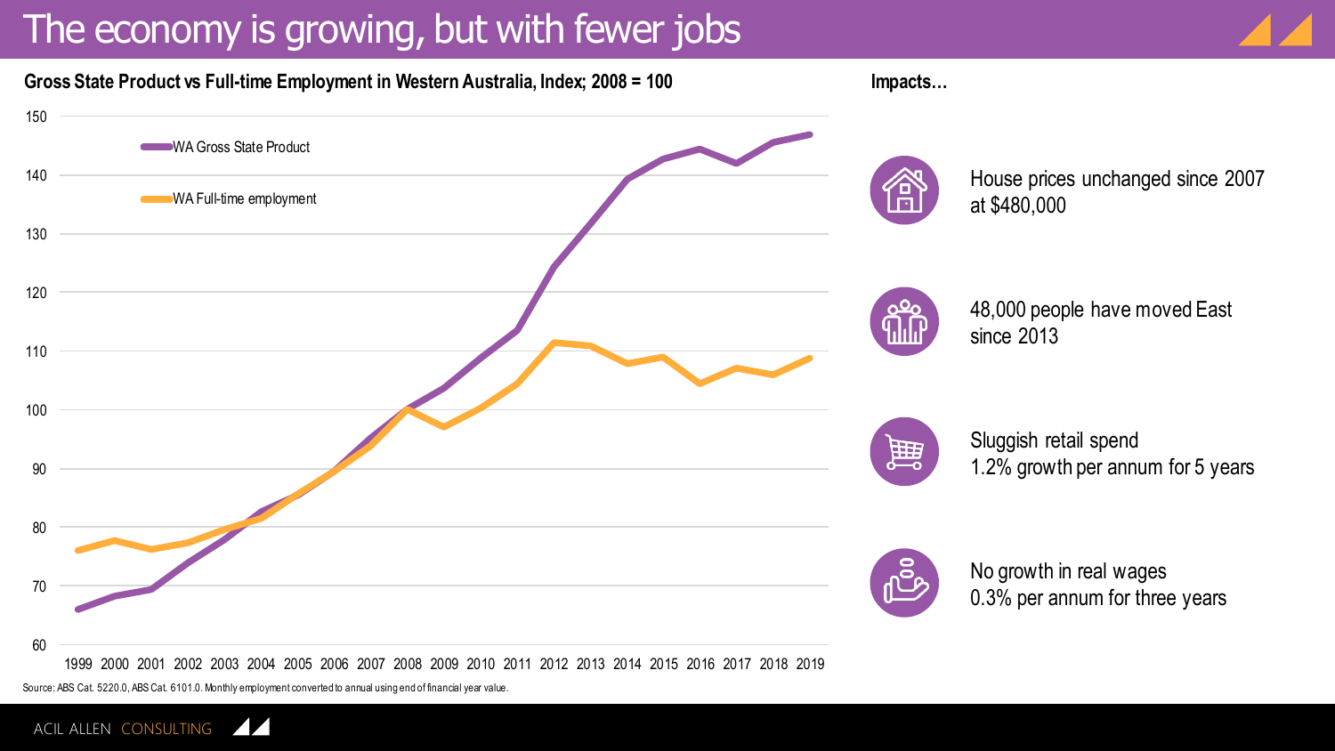# The economy is growing, but with fewer jobs

**Gross State Product vs Full-time Employment in Western Australia, Index; 2008 = 100**

Source: ABS Cat. 5220.0, ABS Cat. 6101.0. Monthly employment converted to annual using end of financial year value.

**Impacts…**

- House prices unchanged since 2007 at $480,000
- 48,000 people have moved East since 2013
- Sluggish retail spend 1.2% growth per annum for 5 years
- No growth in real wages 0.3% per annum for three years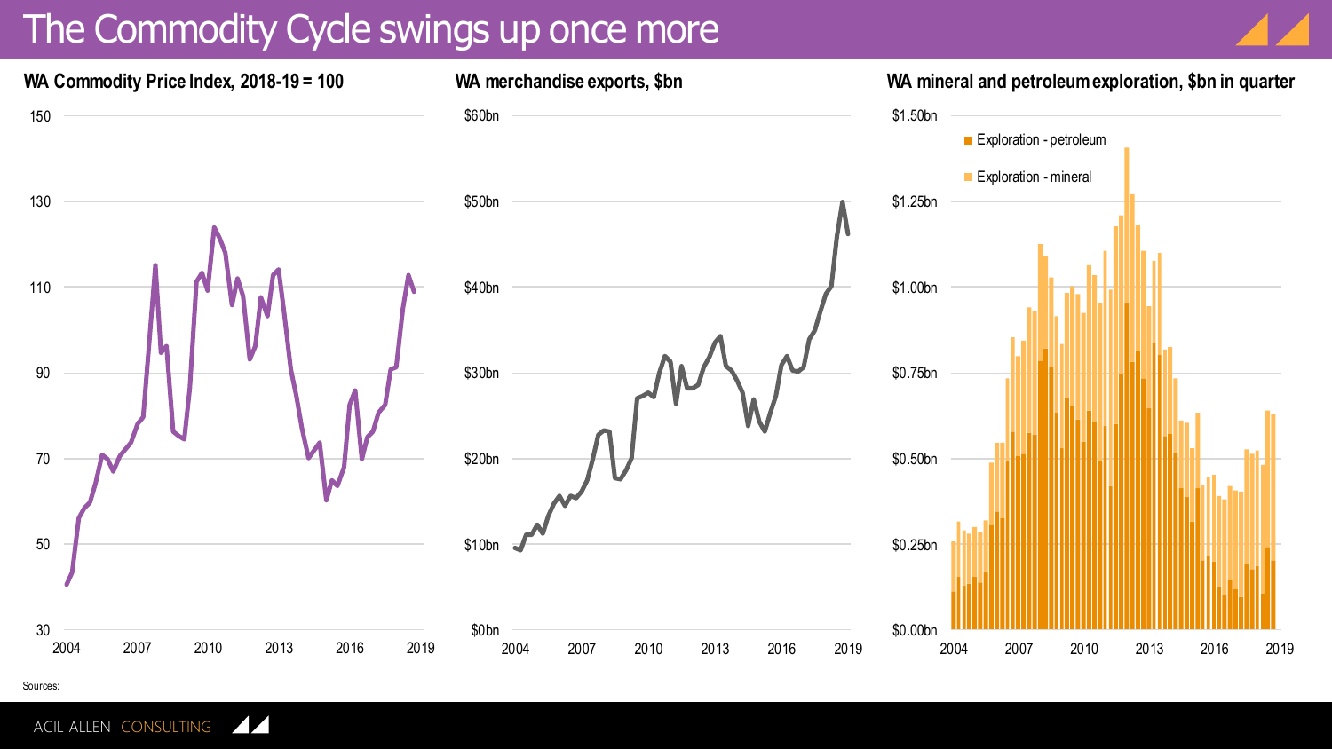# The Commodity Cycle swings up once more

**WA Commodity Price Index, 2018-19 = 100**

**WA merchandise exports, $bn**

**WA mineral and petroleum exploration, $bn in quarter**

- Exploration - petroleum
- Exploration - mineral

Sources: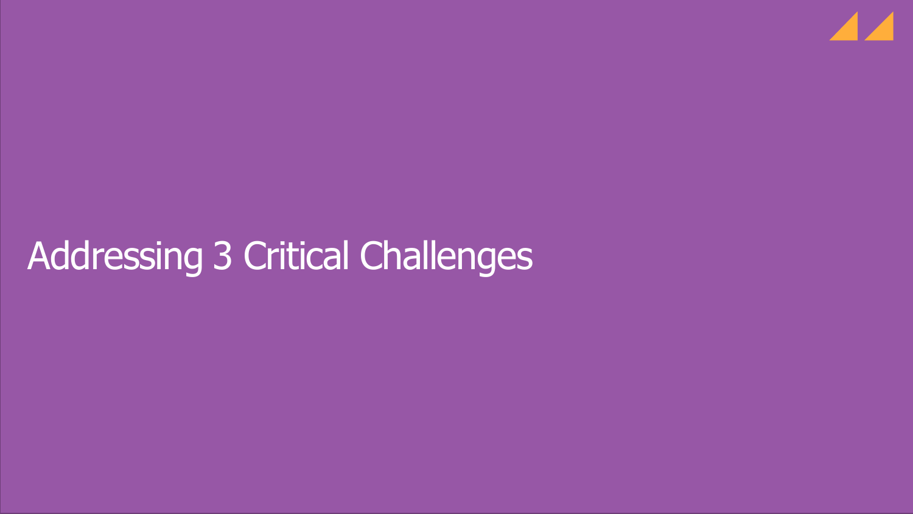# Addressing 3 Critical Challenges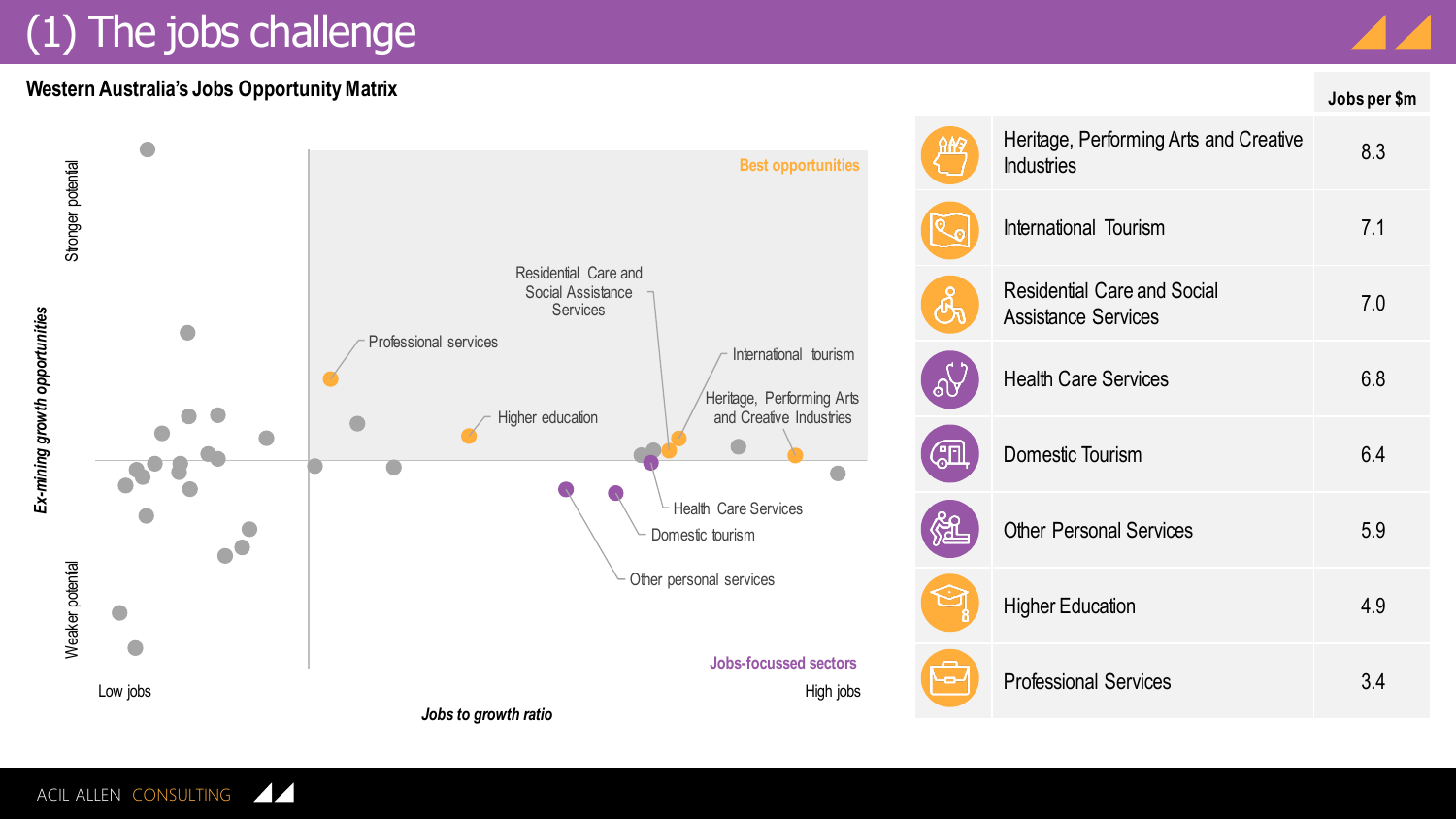# (1) The jobs challenge

**Western Australia's Jobs Opportunity Matrix**

*Ex-mining growth opportunities*

Stronger potential

Weaker potential

Best opportunities

Jobs-focussed sectors

Professional services

Higher education

Residential Care and Social Assistance Services

International tourism

Heritage, Performing Arts and Creative Industries

Health Care Services

Domestic tourism

Other personal services

Low jobs

High jobs

*Jobs to growth ratio*

| | Jobs per $m |
|---|---|
| Heritage, Performing Arts and Creative Industries | 8.3 |
| International Tourism | 7.1 |
| Residential Care and Social Assistance Services | 7.0 |
| Health Care Services | 6.8 |
| Domestic Tourism | 6.4 |
| Other Personal Services | 5.9 |
| Higher Education | 4.9 |
| Professional Services | 3.4 |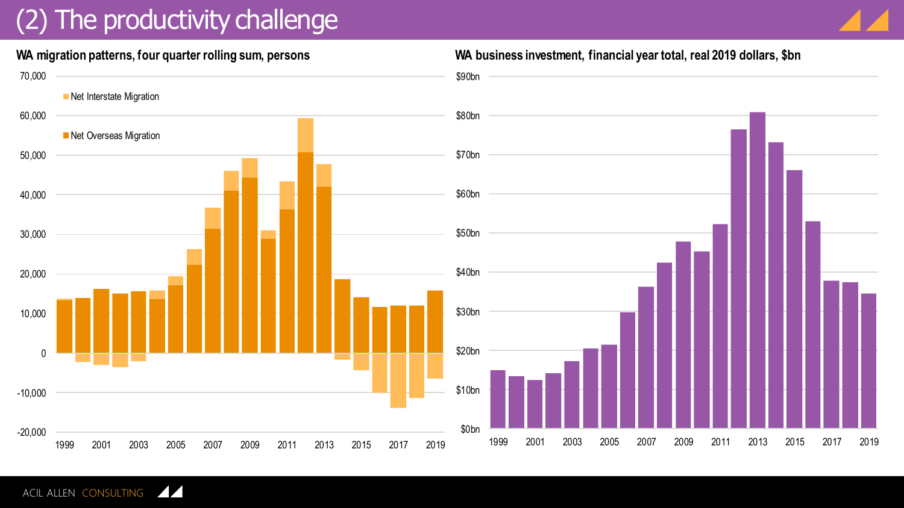# (2) The productivity challenge

**WA migration patterns, four quarter rolling sum, persons**

Net Interstate Migration

Net Overseas Migration

**WA business investment, financial year total, real 2019 dollars, $bn**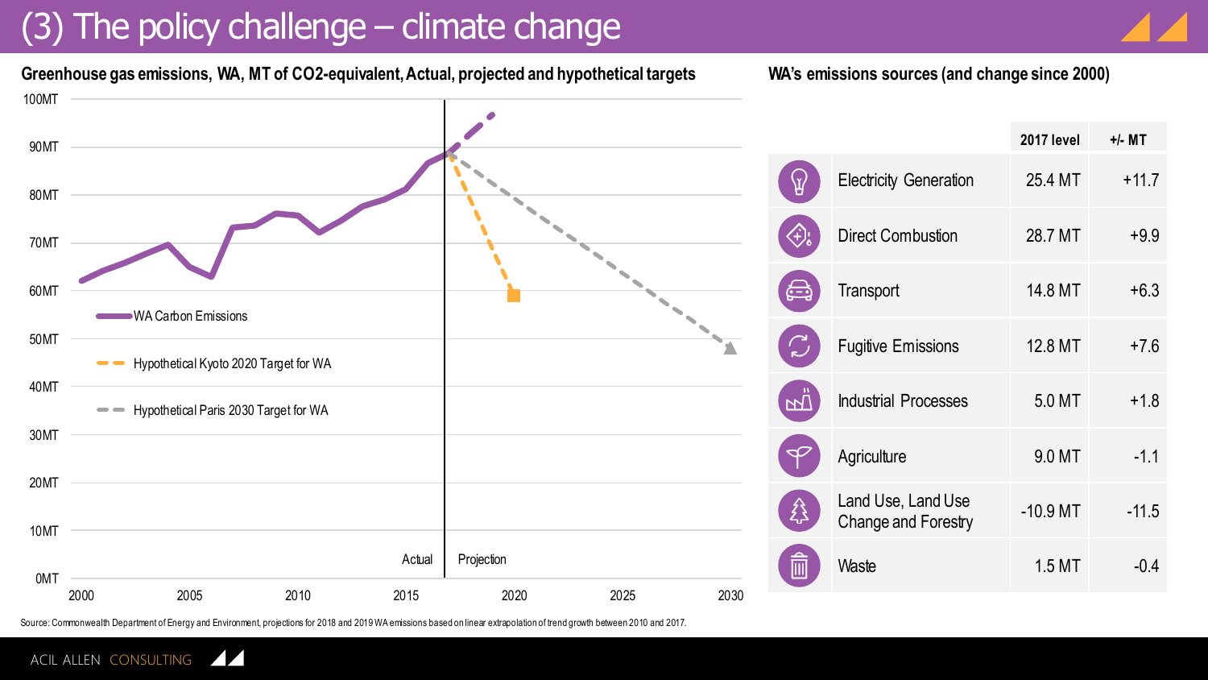# (3) The policy challenge – climate change

**Greenhouse gas emissions, WA, MT of CO2-equivalent, Actual, projected and hypothetical targets**

100MT
90MT
80MT
70MT
60MT
50MT
40MT
30MT
20MT
10MT
0MT

2000 2005 2010 2015 2020 2025 2030

WA Carbon Emissions

Hypothetical Kyoto 2020 Target for WA

Hypothetical Paris 2030 Target for WA

Actual | Projection

**WA's emissions sources (and change since 2000)**

| | 2017 level | +/- MT |
|---|---|---|
| Electricity Generation | 25.4 MT | +11.7 |
| Direct Combustion | 28.7 MT | +9.9 |
| Transport | 14.8 MT | +6.3 |
| Fugitive Emissions | 12.8 MT | +7.6 |
| Industrial Processes | 5.0 MT | +1.8 |
| Agriculture | 9.0 MT | -1.1 |
| Land Use, Land Use Change and Forestry | -10.9 MT | -11.5 |
| Waste | 1.5 MT | -0.4 |

Source: Commonwealth Department of Energy and Environment, projections for 2018 and 2019 WA emissions based on linear extrapolation of trend growth between 2010 and 2017.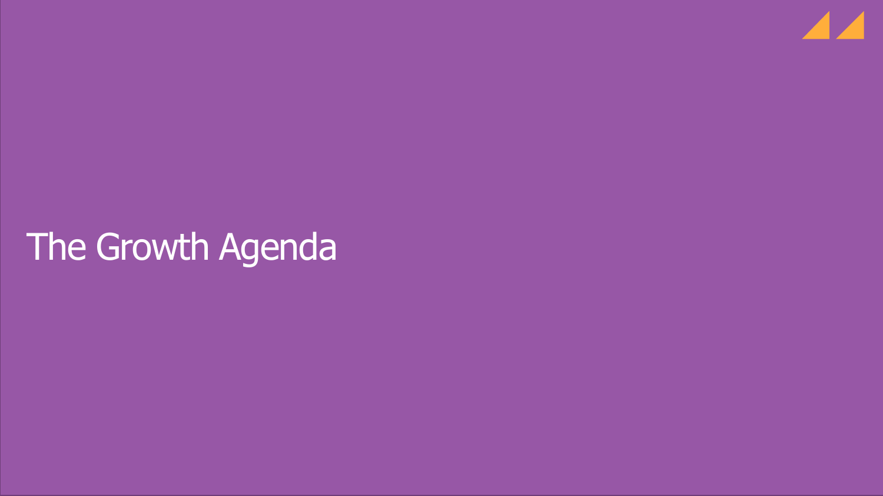# The Growth Agenda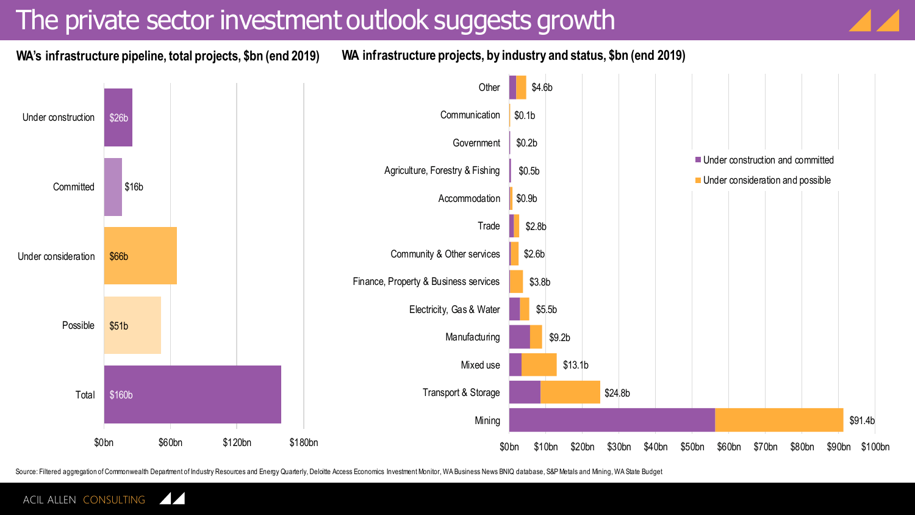# The private sector investment outlook suggests growth

**WA's infrastructure pipeline, total projects, $bn (end 2019)**

| Status | $bn |
|---|---|
| Under construction | $26b |
| Committed | $16b |
| Under consideration | $66b |
| Possible | $51b |
| Total | $160b |

**WA infrastructure projects, by industry and status, $bn (end 2019)**

Legend: Under construction and committed; Under consideration and possible

| Industry | Total |
|---|---|
| Other | $4.6b |
| Communication | $0.1b |
| Government | $0.2b |
| Agriculture, Forestry & Fishing | $0.5b |
| Accommodation | $0.9b |
| Trade | $2.8b |
| Community & Other services | $2.6b |
| Finance, Property & Business services | $3.8b |
| Electricity, Gas & Water | $5.5b |
| Manufacturing | $9.2b |
| Mixed use | $13.1b |
| Transport & Storage | $24.8b |
| Mining | $91.4b |

Source: Filtered aggregation of Commonwealth Department of Industry Resources and Energy Quarterly, Deloitte Access Economics Investment Monitor, WA Business News BNIQ database, S&P Metals and Mining, WA State Budget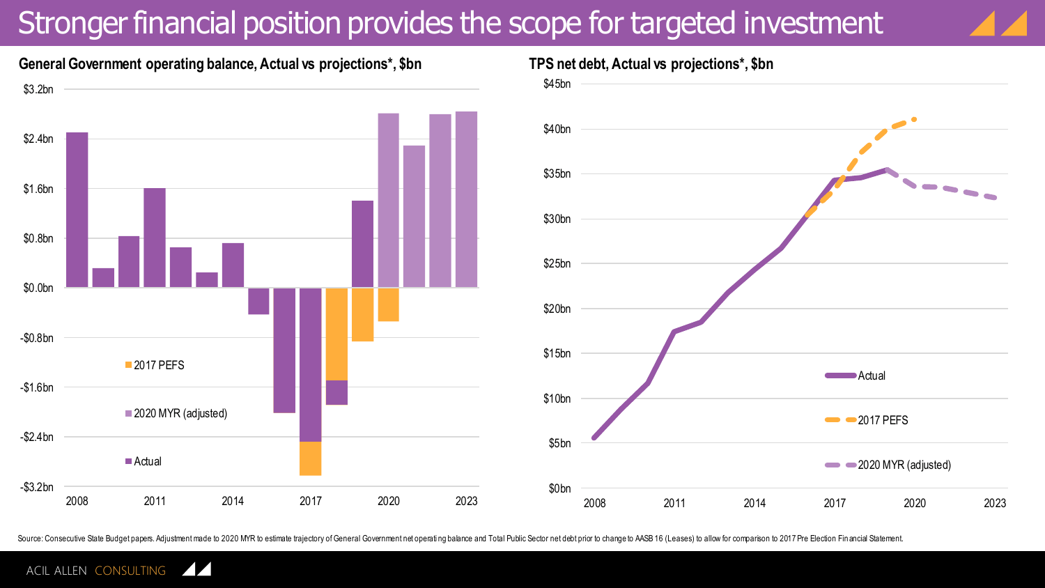# Stronger financial position provides the scope for targeted investment

**General Government operating balance, Actual vs projections*, $bn**

**TPS net debt, Actual vs projections*, $bn**

Source: Consecutive State Budget papers. Adjustment made to 2020 MYR to estimate trajectory of General Government net operating balance and Total Public Sector net debt prior to change to AASB 16 (Leases) to allow for comparison to 2017 Pre Election Financial Statement.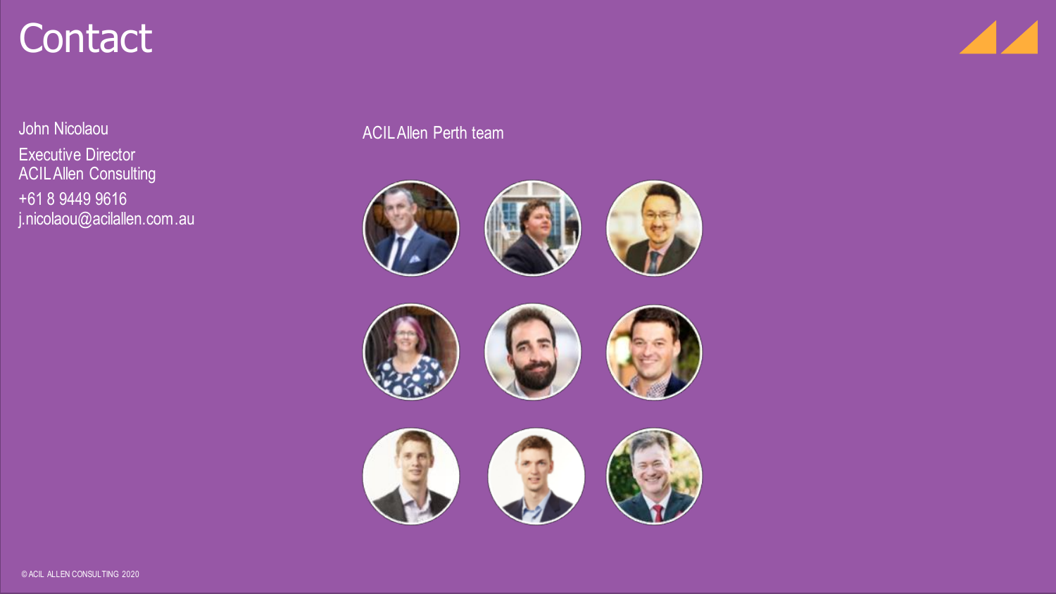# Contact

John Nicolaou

Executive Director
ACIL Allen Consulting

+61 8 9449 9616
j.nicolaou@acilallen.com.au

ACIL Allen Perth team

© ACIL ALLEN CONSULTING 2020